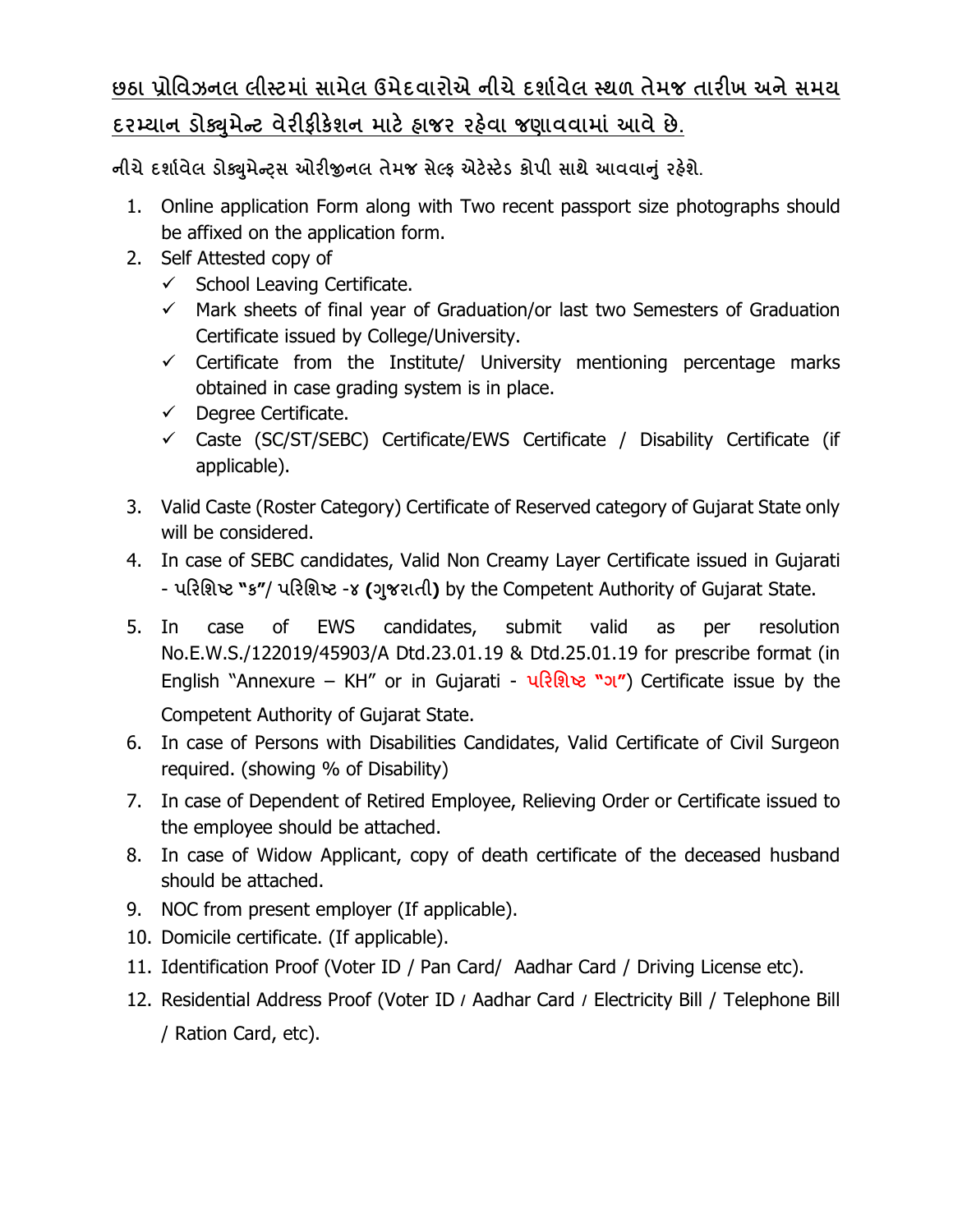**<u>છઠા પ્રોવિઝનલ લીસ્ટમાં સામેલ ઉમેદવારોએ નીચે દર્શાવેલ સ્થળ તેમજ તારીખ અને સમય દરમ્યાન ડોક્યુમેન્ટ વેરીફીકેશન માટે હાજર રહેવા જણાવવામાં આવે છે.</u>**

**નીચે દર્શાવેલ ડોક્યુમેન્ટ્સ ઓરીજીનલ તેમજ સેલ્ફ એટેસ્ટેડ કોપી સાથે આવવાનું રહેશે.**

1. Online application Form along with Two recent passport size photographs should be affixed on the application form.
2. Self Attested copy of
   - ✓ School Leaving Certificate.
   - ✓ Mark sheets of final year of Graduation/or last two Semesters of Graduation Certificate issued by College/University.
   - ✓ Certificate from the Institute/ University mentioning percentage marks obtained in case grading system is in place.
   - ✓ Degree Certificate.
   - ✓ Caste (SC/ST/SEBC) Certificate/EWS Certificate / Disability Certificate (if applicable).
3. Valid Caste (Roster Category) Certificate of Reserved category of Gujarat State only will be considered.
4. In case of SEBC candidates, Valid Non Creamy Layer Certificate issued in Gujarati - **પરિશિષ્ટ "ક"**/ **પરિશિષ્ટ -૪ (ગુજરાતી)** by the Competent Authority of Gujarat State.
5. In case of EWS candidates, submit valid as per resolution No.E.W.S./122019/45903/A Dtd.23.01.19 & Dtd.25.01.19 for prescribe format (in English "Annexure – KH" or in Gujarati - **પરિશિષ્ટ "ગ"**) Certificate issue by the Competent Authority of Gujarat State.
6. In case of Persons with Disabilities Candidates, Valid Certificate of Civil Surgeon required. (showing % of Disability)
7. In case of Dependent of Retired Employee, Relieving Order or Certificate issued to the employee should be attached.
8. In case of Widow Applicant, copy of death certificate of the deceased husband should be attached.
9. NOC from present employer (If applicable).
10. Domicile certificate. (If applicable).
11. Identification Proof (Voter ID / Pan Card/ Aadhar Card / Driving License etc).
12. Residential Address Proof (Voter ID / Aadhar Card / Electricity Bill / Telephone Bill / Ration Card, etc).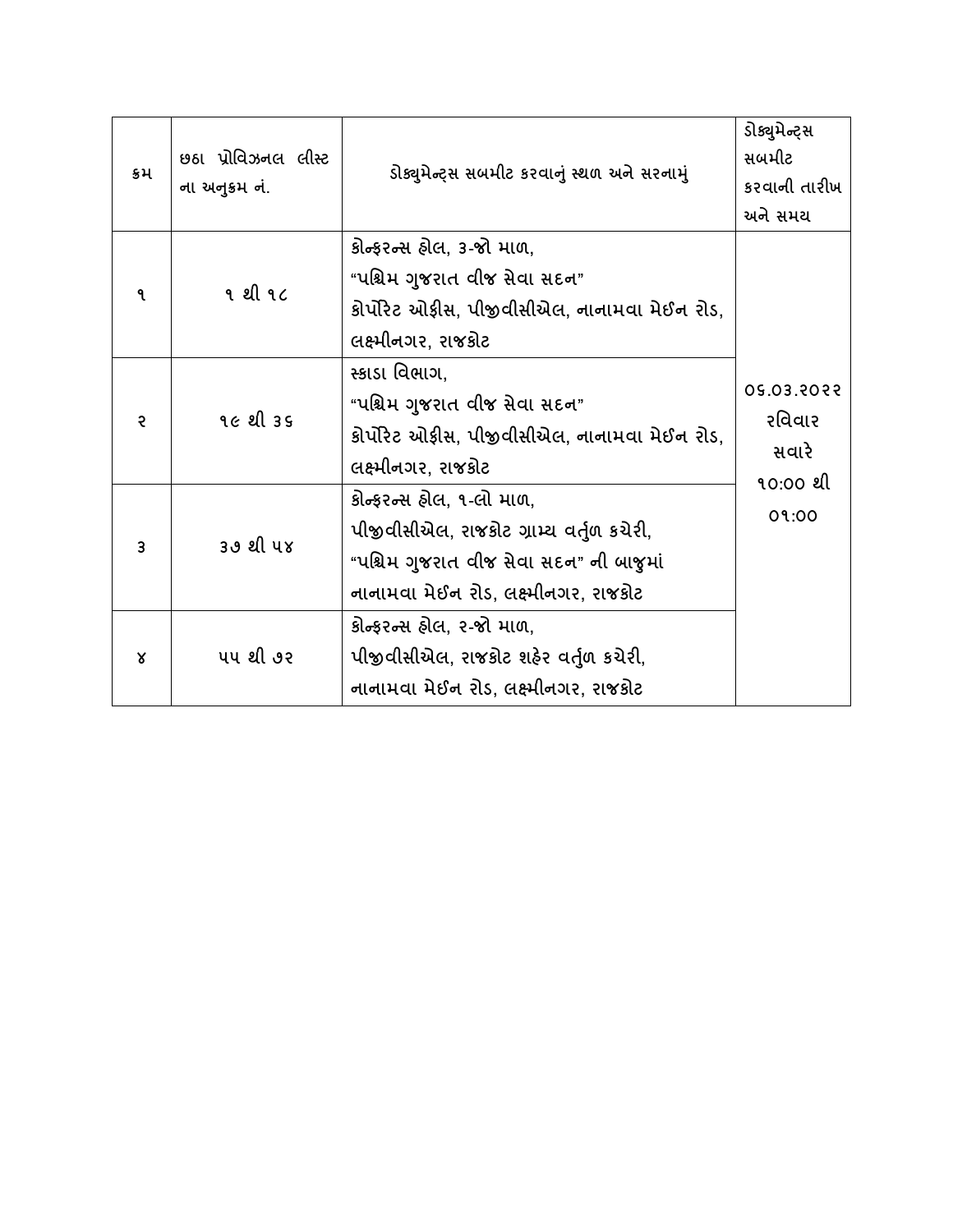| ક્રમ | છઠા પ્રોવિઝનલ લીસ્ટ ના અનુક્રમ નં. | ડોક્યુમેન્ટ્સ સબમીટ કરવાનું સ્થળ અને સરનામું | ડોક્યુમેન્ટ્સ સબમીટ કરવાની તારીખ અને સમય |
|---|---|---|---|
| ૧ | ૧ થી ૧૮ | કોન્ફરન્સ હોલ, ૩-જો માળ,<br>"પશ્ચિમ ગુજરાત વીજ સેવા સદન"<br>કોર્પોરેટ ઓફીસ, પીજીવીસીએલ, નાનામવા મેઈન રોડ,<br>લક્ષ્મીનગર, રાજકોટ | ૦૬.૦૩.૨૦૨૨<br>રવિવાર<br>સવારે<br>૧૦:૦૦ થી<br>૦૧:૦૦ |
| ૨ | ૧૯ થી ૩૬ | સ્કાડા વિભાગ,<br>"પશ્ચિમ ગુજરાત વીજ સેવા સદન"<br>કોર્પોરેટ ઓફીસ, પીજીવીસીએલ, નાનામવા મેઈન રોડ,<br>લક્ષ્મીનગર, રાજકોટ | |
| ૩ | ૩૭ થી ૫૪ | કોન્ફરન્સ હોલ, ૧-લો માળ,<br>પીજીવીસીએલ, રાજકોટ ગ્રામ્ય વર્તુળ કચેરી,<br>"પશ્ચિમ ગુજરાત વીજ સેવા સદન" ની બાજુમાં<br>નાનામવા મેઈન રોડ, લક્ષ્મીનગર, રાજકોટ | |
| ૪ | ૫૫ થી ૭૨ | કોન્ફરન્સ હોલ, ૨-જો માળ,<br>પીજીવીસીએલ, રાજકોટ શહેર વર્તુળ કચેરી,<br>નાનામવા મેઈન રોડ, લક્ષ્મીનગર, રાજકોટ | |